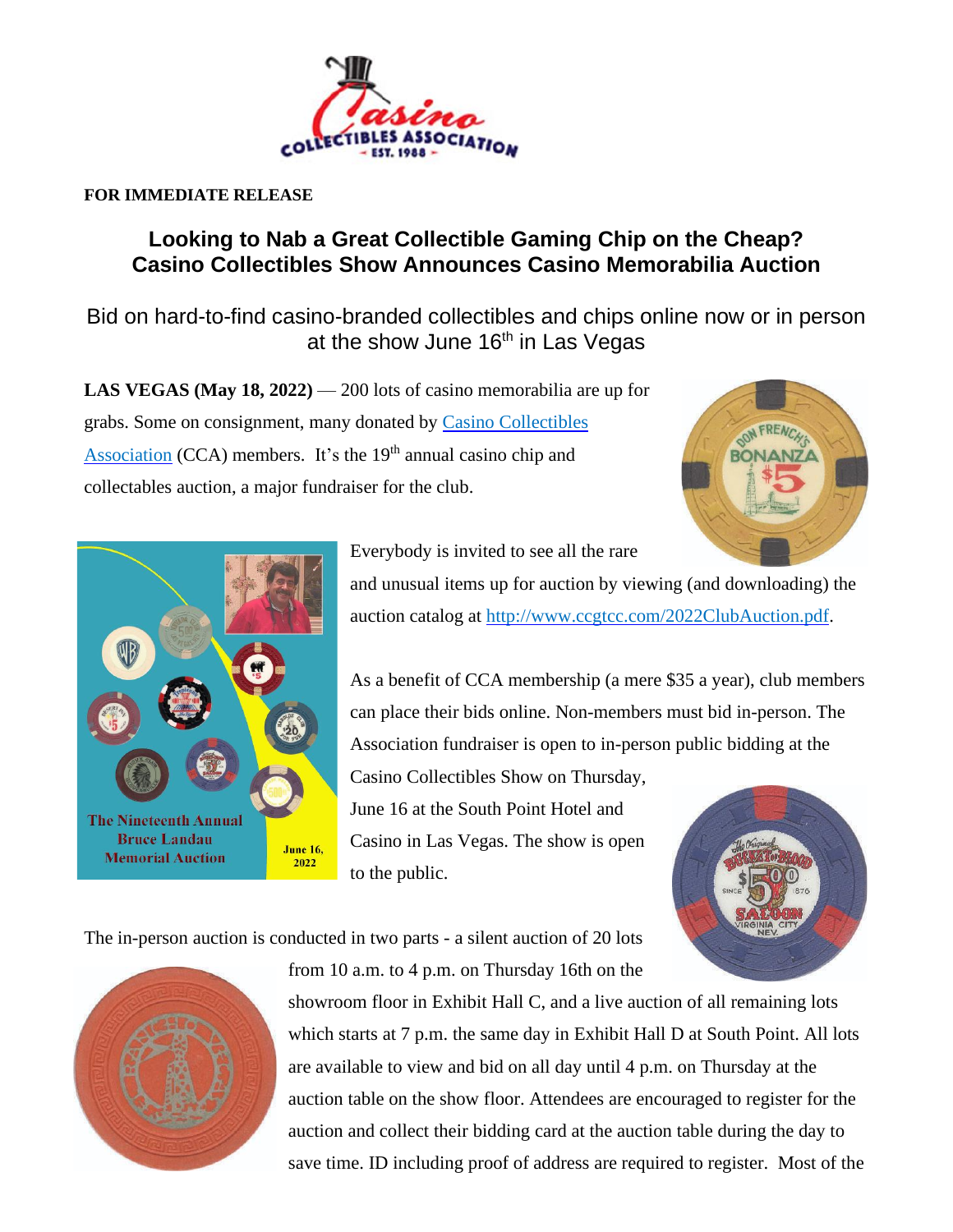**FOR IMMEDIATE RELEASE**

# Looking to Nab a Great Collectible Gaming Chip on the Cheap? Casino Collectibles Show Announces Casino Memorabilia Auction

## Bid on hard-to-find casino-branded collectibles and chips online now or in person at the show June 16th in Las Vegas

**LAS VEGAS (May 18, 2022)** — 200 lots of casino memorabilia are up for grabs. Some on consignment, many donated by [Casino Collectibles Association](http://www.ccgtcc.com) (CCA) members. It's the 19th annual casino chip and collectables auction, a major fundraiser for the club.

Everybody is invited to see all the rare and unusual items up for auction by viewing (and downloading) the auction catalog at [http://www.ccgtcc.com/2022ClubAuction.pdf](http://www.ccgtcc.com/2022ClubAuction.pdf).

As a benefit of CCA membership (a mere $35 a year), club members can place their bids online. Non-members must bid in-person. The Association fundraiser is open to in-person public bidding at the Casino Collectibles Show on Thursday, June 16 at the South Point Hotel and Casino in Las Vegas. The show is open to the public.

The in-person auction is conducted in two parts - a silent auction of 20 lots from 10 a.m. to 4 p.m. on Thursday 16th on the showroom floor in Exhibit Hall C, and a live auction of all remaining lots which starts at 7 p.m. the same day in Exhibit Hall D at South Point. All lots are available to view and bid on all day until 4 p.m. on Thursday at the auction table on the show floor. Attendees are encouraged to register for the auction and collect their bidding card at the auction table during the day to save time. ID including proof of address are required to register. Most of the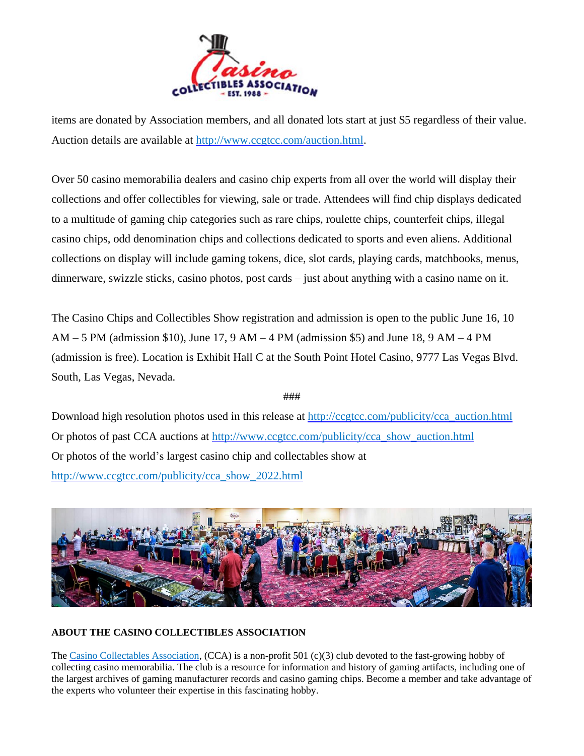items are donated by Association members, and all donated lots start at just $5 regardless of their value. Auction details are available at [http://www.ccgtcc.com/auction.html](http://www.ccgtcc.com/auction.html).

Over 50 casino memorabilia dealers and casino chip experts from all over the world will display their collections and offer collectibles for viewing, sale or trade. Attendees will find chip displays dedicated to a multitude of gaming chip categories such as rare chips, roulette chips, counterfeit chips, illegal casino chips, odd denomination chips and collections dedicated to sports and even aliens. Additional collections on display will include gaming tokens, dice, slot cards, playing cards, matchbooks, menus, dinnerware, swizzle sticks, casino photos, post cards – just about anything with a casino name on it.

The Casino Chips and Collectibles Show registration and admission is open to the public June 16, 10 AM – 5 PM (admission $10), June 17, 9 AM – 4 PM (admission $5) and June 18, 9 AM – 4 PM (admission is free). Location is Exhibit Hall C at the South Point Hotel Casino, 9777 Las Vegas Blvd. South, Las Vegas, Nevada.

###

Download high resolution photos used in this release at [http://ccgtcc.com/publicity/cca_auction.html](http://ccgtcc.com/publicity/cca_auction.html)
Or photos of past CCA auctions at [http://www.ccgtcc.com/publicity/cca_show_auction.html](http://www.ccgtcc.com/publicity/cca_show_auction.html)
Or photos of the world's largest casino chip and collectables show at
[http://www.ccgtcc.com/publicity/cca_show_2022.html](http://www.ccgtcc.com/publicity/cca_show_2022.html)

**ABOUT THE CASINO COLLECTIBLES ASSOCIATION**

The Casino Collectables Association, (CCA) is a non-profit 501 (c)(3) club devoted to the fast-growing hobby of collecting casino memorabilia. The club is a resource for information and history of gaming artifacts, including one of the largest archives of gaming manufacturer records and casino gaming chips. Become a member and take advantage of the experts who volunteer their expertise in this fascinating hobby.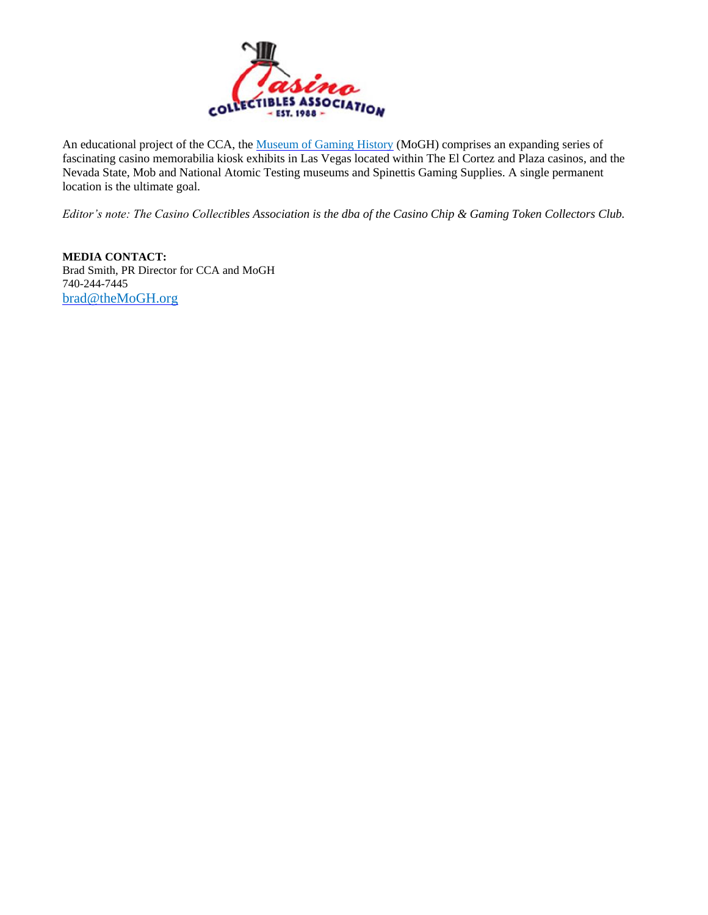An educational project of the CCA, the [Museum of Gaming History](https://theMoGH.org) (MoGH) comprises an expanding series of fascinating casino memorabilia kiosk exhibits in Las Vegas located within The El Cortez and Plaza casinos, and the Nevada State, Mob and National Atomic Testing museums and Spinettis Gaming Supplies. A single permanent location is the ultimate goal.

*Editor's note: The Casino Collectibles Association is the dba of the Casino Chip & Gaming Token Collectors Club.*

**MEDIA CONTACT:**
Brad Smith, PR Director for CCA and MoGH
740-244-7445
brad@theMoGH.org